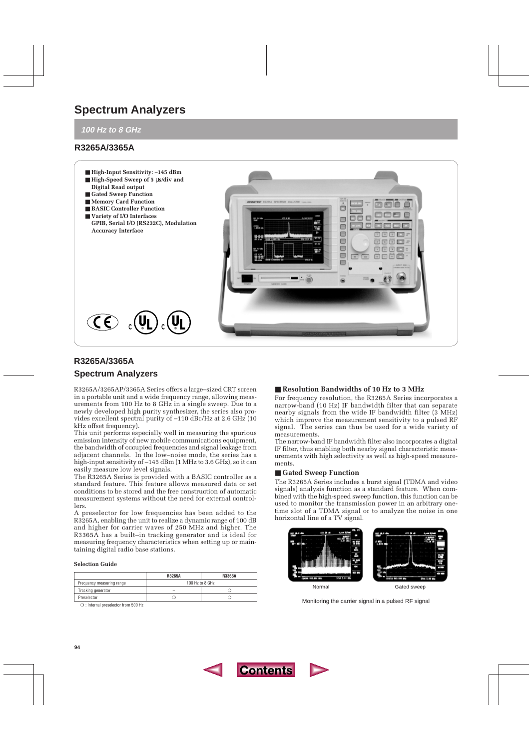# Spectrum Analyzers

*100 Hz to 8 GHz*

## R3265A/3365A

- **High-Input Sensitivity: –145 dBm**
- **High-Speed Sweep of 5 µs/div and Digital Read output**
- **Gated Sweep Function**
- **Memory Card Function**
- **BASIC Controller Function**
- **Variety of I/O Interfaces GPIB, Serial I/O (RS232C), Modulation Accuracy Interface**

## R3265A/3365A
## Spectrum Analyzers

R3265A/3265AP/3365A Series offers a large–sized CRT screen in a portable unit and a wide frequency range, allowing measurements from 100 Hz to 8 GHz in a single sweep. Due to a newly developed high purity synthesizer, the series also provides excellent spectral purity of –110 dBc/Hz at 2.6 GHz (10 kHz offset frequency).

This unit performs especially well in measuring the spurious emission intensity of new mobile communications equipment, the bandwidth of occupied frequencies and signal leakage from adjacent channels. In the low–noise mode, the series has a high-input sensitivity of –145 dBm (1 MHz to 3.6 GHz), so it can easily measure low level signals.

The R3265A Series is provided with a BASIC controller as a standard feature. This feature allows measured data or set conditions to be stored and the free construction of automatic measurement systems without the need for external controllers.

A preselector for low frequencies has been added to the R3265A, enabling the unit to realize a dynamic range of 100 dB and higher for carrier waves of 250 MHz and higher. The R3365A has a built–in tracking generator and is ideal for measuring frequency characteristics when setting up or maintaining digital radio base stations.

**Selection Guide**

| | R3265A | R3365A |
|---|---|---|
| Frequency measuring range | 100 Hz to 8 GHz | |
| Tracking generator | – | ❍ |
| Preselector | ❍ | ❍ |

❍ : Internal preselector from 500 Hz

### ■ Resolution Bandwidths of 10 Hz to 3 MHz

For frequency resolution, the R3265A Series incorporates a narrow-band (10 Hz) IF bandwidth filter that can separate nearby signals from the wide IF bandwidth filter (3 MHz) which improve the measurement sensitivity to a pulsed RF signal. The series can thus be used for a wide variety of measurements.

The narrow-band IF bandwidth filter also incorporates a digital IF filter, thus enabling both nearby signal characteristic measurements with high selectivity as well as high-speed measurements.

### ■ Gated Sweep Function

The R3265A Series includes a burst signal (TDMA and video signals) analysis function as a standard feature. When combined with the high-speed sweep function, this function can be used to monitor the transmission power in an arbitrary one-time slot of a TDMA signal or to analyze the noise in one horizontal line of a TV signal.

Normal | Gated sweep

Monitoring the carrier signal in a pulsed RF signal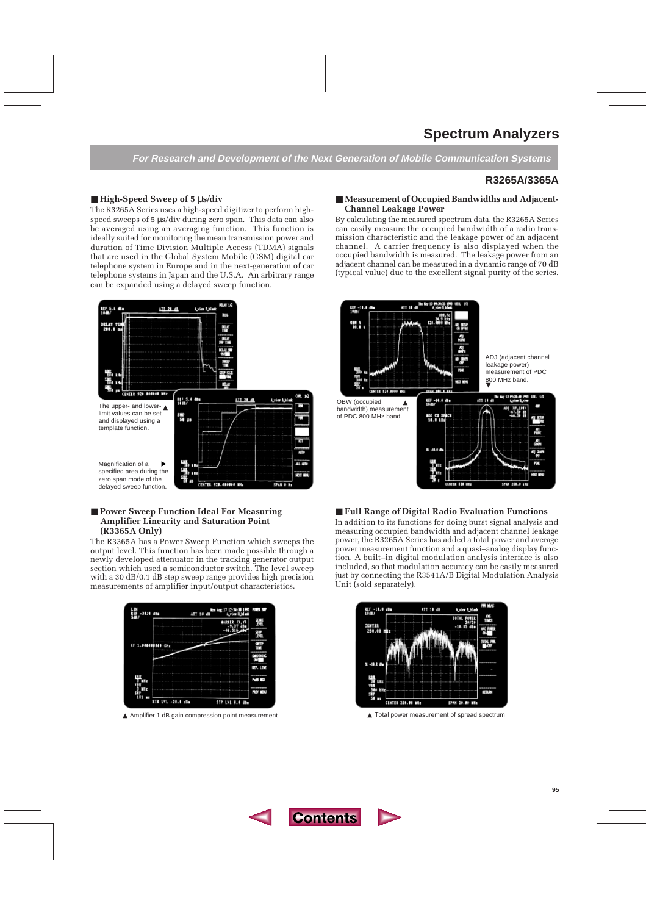# Spectrum Analyzers

***For Research and Development of the Next Generation of Mobile Communication Systems***

## R3265A/3365A

### ■ High-Speed Sweep of 5 µs/div

The R3265A Series uses a high-speed digitizer to perform high-speed sweeps of 5 µs/div during zero span. This data can also be averaged using an averaging function. This function is ideally suited for monitoring the mean transmission power and duration of Time Division Multiple Access (TDMA) signals that are used in the Global System Mobile (GSM) digital car telephone system in Europe and in the next-generation of car telephone systems in Japan and the U.S.A. An arbitrary range can be expanded using a delayed sweep function.

The upper- and lower-limit values can be set and displayed using a template function. ▲

Magnification of a specified area during the zero span mode of the delayed sweep function. ▶

### ■ Measurement of Occupied Bandwidths and Adjacent-Channel Leakage Power

By calculating the measured spectrum data, the R3265A Series can easily measure the occupied bandwidth of a radio transmission characteristic and the leakage power of an adjacent channel. A carrier frequency is also displayed when the occupied bandwidth is measured. The leakage power from an adjacent channel can be measured in a dynamic range of 70 dB (typical value) due to the excellent signal purity of the series.

ADJ (adjacent channel leakage power) measurement of PDC 800 MHz band. ▼

OBW (occupied bandwidth) measurement of PDC 800 MHz band. ▲

### ■ Power Sweep Function Ideal For Measuring Amplifier Linearity and Saturation Point (R3365A Only)

The R3365A has a Power Sweep Function which sweeps the output level. This function has been made possible through a newly developed attenuator in the tracking generator output section which used a semiconductor switch. The level sweep with a 30 dB/0.1 dB step sweep range provides high precision measurements of amplifier input/output characteristics.

▲ Amplifier 1 dB gain compression point measurement

### ■ Full Range of Digital Radio Evaluation Functions

In addition to its functions for doing burst signal analysis and measuring occupied bandwidth and adjacent channel leakage power, the R3265A Series has added a total power and average power measurement function and a quasi–analog display function. A built–in digital modulation analysis interface is also included, so that modulation accuracy can be easily measured just by connecting the R3541A/B Digital Modulation Analysis Unit (sold separately).

▲ Total power measurement of spread spectrum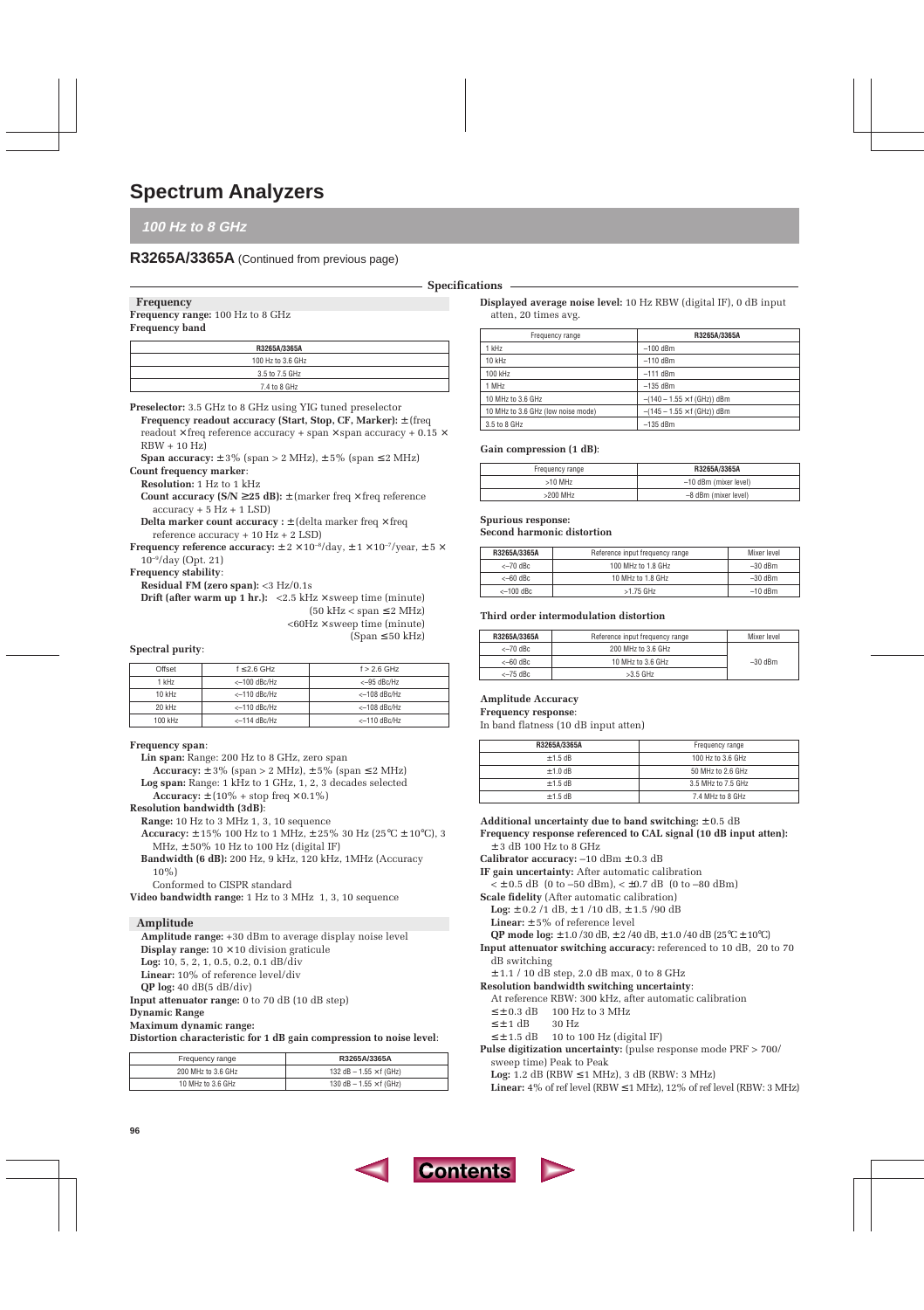# Spectrum Analyzers

## *100 Hz to 8 GHz*

### R3265A/3365A (Continued from previous page)

**Specifications**

#### Frequency

**Frequency range:** 100 Hz to 8 GHz

**Frequency band**

| R3265A/3365A |
|---|
| 100 Hz to 3.6 GHz |
| 3.5 to 7.5 GHz |
| 7.4 to 8 GHz |

**Preselector:** 3.5 GHz to 8 GHz using YIG tuned preselector

**Frequency readout accuracy (Start, Stop, CF, Marker):** ±(freq readout × freq reference accuracy + span × span accuracy + 0.15 × RBW + 10 Hz)

**Span accuracy:** ±3% (span > 2 MHz), ±5% (span ≤ 2 MHz)

**Count frequency marker**:

**Resolution:** 1 Hz to 1 kHz

**Count accuracy (S/N ≥25 dB):** ±(marker freq × freq reference accuracy + 5 Hz + 1 LSD)

**Delta marker count accuracy :** ±(delta marker freq × freq reference accuracy + 10 Hz + 2 LSD)

**Frequency reference accuracy:** $\pm 2 \times 10^{-8}$/day, $\pm 1 \times 10^{-7}$/year, $\pm 5 \times 10^{-9}$/day (Opt. 21)

**Frequency stability**:

**Residual FM (zero span):** <3 Hz/0.1s

**Drift (after warm up 1 hr.):** <2.5 kHz × sweep time (minute) (50 kHz < span ≤ 2 MHz)
<60Hz × sweep time (minute) (Span ≤ 50 kHz)

**Spectral purity**:

| Offset | f ≤ 2.6 GHz | f > 2.6 GHz |
|---|---|---|
| 1 kHz | <–100 dBc/Hz | <–95 dBc/Hz |
| 10 kHz | <–110 dBc/Hz | <–108 dBc/Hz |
| 20 kHz | <–110 dBc/Hz | <–108 dBc/Hz |
| 100 kHz | <–114 dBc/Hz | <–110 dBc/Hz |

**Frequency span**:

**Lin span:** Range: 200 Hz to 8 GHz, zero span

**Accuracy:** ±3% (span > 2 MHz), ±5% (span ≤ 2 MHz)

**Log span:** Range: 1 kHz to 1 GHz, 1, 2, 3 decades selected

**Accuracy:** ±(10% + stop freq × 0.1%)

**Resolution bandwidth (3dB)**:

**Range:** 10 Hz to 3 MHz 1, 3, 10 sequence

**Accuracy:** ±15% 100 Hz to 1 MHz, ±25% 30 Hz (25℃ ±10℃), 3 MHz, ±50% 10 Hz to 100 Hz (digital IF)

**Bandwidth (6 dB):** 200 Hz, 9 kHz, 120 kHz, 1MHz (Accuracy 10%)

Conformed to CISPR standard

**Video bandwidth range:** 1 Hz to 3 MHz 1, 3, 10 sequence

#### Amplitude

**Amplitude range:** +30 dBm to average display noise level

**Display range:** 10 × 10 division graticule

**Log:** 10, 5, 2, 1, 0.5, 0.2, 0.1 dB/div

**Linear:** 10% of reference level/div

**QP log:** 40 dB(5 dB/div)

**Input attenuator range:** 0 to 70 dB (10 dB step)

**Dynamic Range**

**Maximum dynamic range:**

**Distortion characteristic for 1 dB gain compression to noise level**:

| Frequency range | R3265A/3365A |
|---|---|
| 200 MHz to 3.6 GHz | 132 dB – 1.55 × f (GHz) |
| 10 MHz to 3.6 GHz | 130 dB – 1.55 × f (GHz) |

**Displayed average noise level:** 10 Hz RBW (digital IF), 0 dB input atten, 20 times avg.

| Frequency range | R3265A/3365A |
|---|---|
| 1 kHz | –100 dBm |
| 10 kHz | –110 dBm |
| 100 kHz | –111 dBm |
| 1 MHz | –135 dBm |
| 10 MHz to 3.6 GHz | –(140 – 1.55 × f (GHz)) dBm |
| 10 MHz to 3.6 GHz (low noise mode) | –(145 – 1.55 × f (GHz)) dBm |
| 3.5 to 8 GHz | –135 dBm |

**Gain compression (1 dB)**:

| Frequency range | R3265A/3365A |
|---|---|
| >10 MHz | –10 dBm (mixer level) |
| >200 MHz | –8 dBm (mixer level) |

**Spurious response:**

**Second harmonic distortion**

| R3265A/3365A | Reference input frequency range | Mixer level |
|---|---|---|
| <–70 dBc | 100 MHz to 1.8 GHz | –30 dBm |
| <–60 dBc | 10 MHz to 1.8 GHz | –30 dBm |
| <–100 dBc | >1.75 GHz | –10 dBm |

**Third order intermodulation distortion**

| R3265A/3365A | Reference input frequency range | Mixer level |
|---|---|---|
| <–70 dBc | 200 MHz to 3.6 GHz | –30 dBm |
| <–60 dBc | 10 MHz to 3.6 GHz | |
| <–75 dBc | >3.5 GHz | |

**Amplitude Accuracy**

**Frequency response**:

In band flatness (10 dB input atten)

| R3265A/3365A | Frequency range |
|---|---|
| ±1.5 dB | 100 Hz to 3.6 GHz |
| ±1.0 dB | 50 MHz to 2.6 GHz |
| ±1.5 dB | 3.5 MHz to 7.5 GHz |
| ±1.5 dB | 7.4 MHz to 8 GHz |

**Additional uncertainty due to band switching:** ±0.5 dB

**Frequency response referenced to CAL signal (10 dB input atten):** ±3 dB 100 Hz to 8 GHz

**Calibrator accuracy:** –10 dBm ±0.3 dB

**IF gain uncertainty:** After automatic calibration
< ±0.5 dB (0 to –50 dBm), < ±0.7 dB (0 to –80 dBm)

**Scale fidelity** (After automatic calibration)

**Log:** ±0.2 /1 dB, ±1 /10 dB, ±1.5 /90 dB

**Linear:** ±5% of reference level

**QP mode log:** ±1.0 /30 dB, ±2 /40 dB, ±1.0 /40 dB (25℃ ±10℃)

**Input attenuator switching accuracy:** referenced to 10 dB, 20 to 70 dB switching
±1.1 / 10 dB step, 2.0 dB max, 0 to 8 GHz

**Resolution bandwidth switching uncertainty**:

At reference RBW: 300 kHz, after automatic calibration

≤ ±0.3 dB  100 Hz to 3 MHz
≤ ±1 dB  30 Hz
≤ ±1.5 dB  10 to 100 Hz (digital IF)

**Pulse digitization uncertainty:** (pulse response mode PRF > 700/ sweep time) Peak to Peak

**Log:** 1.2 dB (RBW ≤ 1 MHz), 3 dB (RBW: 3 MHz)

**Linear:** 4% of ref level (RBW ≤ 1 MHz), 12% of ref level (RBW: 3 MHz)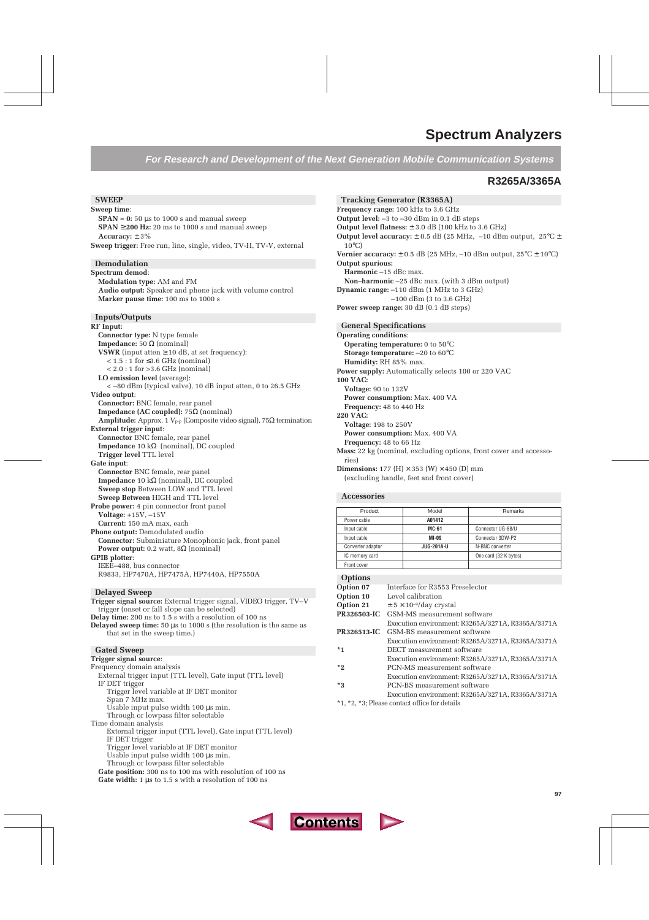# Spectrum Analyzers

*For Research and Development of the Next Generation Mobile Communication Systems*

## R3265A/3365A

### SWEEP

**Sweep time**:
- **SPAN = 0:** 50 µs to 1000 s and manual sweep
- **SPAN ≥200 Hz:** 20 ms to 1000 s and manual sweep
- **Accuracy:** ±3%

**Sweep trigger:** Free run, line, single, video, TV-H, TV-V, external

### Demodulation

**Spectrum demod**:
- **Modulation type:** AM and FM
- **Audio output:** Speaker and phone jack with volume control
- **Marker pause time:** 100 ms to 1000 s

### Inputs/Outputs

**RF Input:**
- **Connector type:** N type female
- **Impedance:** 50 Ω (nominal)
- **VSWR** (input atten ≥10 dB, at set frequency):
  - < 1.5 : 1 for ≤3.6 GHz (nominal)
  - < 2.0 : 1 for >3.6 GHz (nominal)
- **LO emission level** (average):
  - < –80 dBm (typical valve), 10 dB input atten, 0 to 26.5 GHz

**Video output**:
- **Connector:** BNC female, rear panel
- **Impedance (AC coupled):** 75Ω (nominal)
- **Amplitude:** Approx. 1 $V_{P-P}$ (Composite video signal), 75Ω termination

**External trigger input**:
- **Connector** BNC female, rear panel
- **Impedance** 10 kΩ (nominal), DC coupled
- **Trigger level** TTL level

**Gate input**:
- **Connector** BNC female, rear panel
- **Impedance** 10 kΩ (nominal), DC coupled
- **Sweep stop** Between LOW and TTL level
- **Sweep Between** HIGH and TTL level

**Probe power:** 4 pin connector front panel
- **Voltage:** +15V, –15V
- **Current:** 150 mA max, each

**Phone output:** Demodulated audio
- **Connector:** Subminiature Monophonic jack, front panel
- **Power output:** 0.2 watt, 8Ω (nominal)

**GPIB plotter**:
- IEEE–488, bus connector
- R9833, HP7470A, HP7475A, HP7440A, HP7550A

### Delayed Sweep

**Trigger signal source:** External trigger signal, VIDEO trigger, TV–V trigger (onset or fall slope can be selected)
**Delay time:** 200 ns to 1.5 s with a resolution of 100 ns
**Delayed sweep time:** 50 µs to 1000 s (the resolution is the same as that set in the sweep time.)

### Gated Sweep

**Trigger signal source**:
Frequency domain analysis
- External trigger input (TTL level), Gate input (TTL level)
- IF DET trigger
  - Trigger level variable at IF DET monitor
  - Span 7 MHz max.
  - Usable input pulse width 100 µs min.
  - Through or lowpass filter selectable

Time domain analysis
- External trigger input (TTL level), Gate input (TTL level)
- IF DET trigger
  - Trigger level variable at IF DET monitor
  - Usable input pulse width 100 µs min.
  - Through or lowpass filter selectable
- **Gate position:** 300 ns to 100 ms with resolution of 100 ns
- **Gate width:** 1 µs to 1.5 s with a resolution of 100 ns

### Tracking Generator (R3365A)

**Frequency range:** 100 kHz to 3.6 GHz
**Output level:** –3 to –30 dBm in 0.1 dB steps
**Output level flatness:** ±3.0 dB (100 kHz to 3.6 GHz)
**Output level accuracy:** ±0.5 dB (25 MHz, –10 dBm output, 25°C ± 10°C)
**Vernier accuracy:** ±0.5 dB (25 MHz, –10 dBm output, 25°C ±10°C)
**Output spurious:**
- **Harmonic** –15 dBc max.
- **Non–harmonic** –25 dBc max. (with 3 dBm output)

**Dynamic range:** –110 dBm (1 MHz to 3 GHz)
–100 dBm (3 to 3.6 GHz)
**Power sweep range:** 30 dB (0.1 dB steps)

### General Specifications

**Operating conditions**:
- **Operating temperature:** 0 to 50°C
- **Storage temperature:** –20 to 60°C
- **Humidity:** RH 85% max.

**Power supply:** Automatically selects 100 or 220 VAC
**100 VAC:**
- **Voltage:** 90 to 132V
- **Power consumption:** Max. 400 VA
- **Frequency:** 48 to 440 Hz

**220 VAC:**
- **Voltage:** 198 to 250V
- **Power consumption:** Max. 400 VA
- **Frequency:** 48 to 66 Hz

**Mass:** 22 kg (nominal, excluding options, front cover and accessories)
**Dimensions:** 177 (H) × 353 (W) × 450 (D) mm
(excluding handle, feet and front cover)

### Accessories

| Product | Model | Remarks |
|---|---|---|
| Power cable | A01412 | |
| Input cable | MC-61 | Connector UG-88/U |
| Input cable | MI-09 | Connector 3DW-P2 |
| Converter adaptor | JUG-201A-U | N-BNC converter |
| IC memory card | | One card (32 K bytes) |
| Front cover | | |

### Options

| | |
|---|---|
| **Option 07** | Interface for R3553 Preselector |
| **Option 10** | Level calibration |
| **Option 21** | $\pm5\times10^{-9}$/day crystal |
| **PR326503-IC** | GSM-MS measurement software<br>Execution environment: R3265A/3271A, R3365A/3371A |
| **PR326513-IC** | GSM-BS measurement software<br>Execution environment: R3265A/3271A, R3365A/3371A |
| **\*1** | DECT measurement software<br>Execution environment: R3265A/3271A, R3365A/3371A |
| **\*2** | PCN-MS measurement software<br>Execution environment: R3265A/3271A, R3365A/3371A |
| **\*3** | PCN-BS measurement software<br>Execution environment: R3265A/3271A, R3365A/3371A |

*1, *2, *3; Please contact office for details